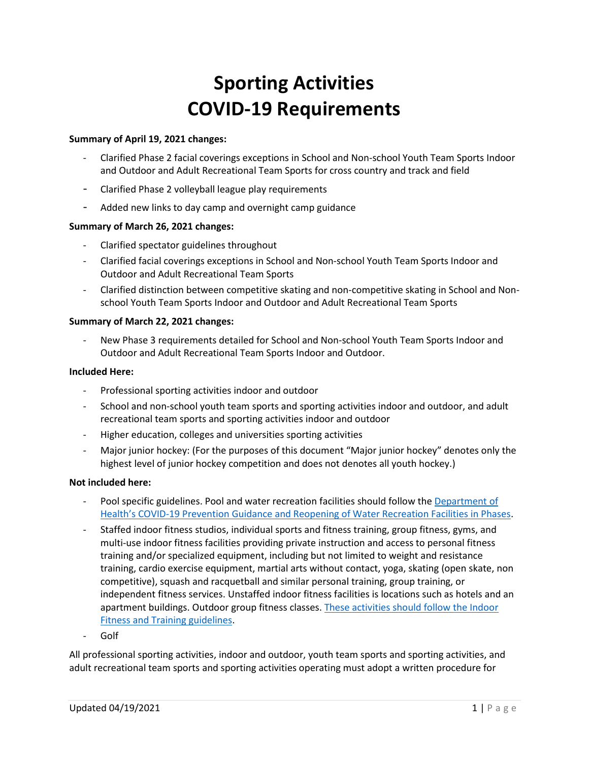# Sporting Activities
# COVID-19 Requirements

**Summary of April 19, 2021 changes:**

- Clarified Phase 2 facial coverings exceptions in School and Non-school Youth Team Sports Indoor and Outdoor and Adult Recreational Team Sports for cross country and track and field
- Clarified Phase 2 volleyball league play requirements
- Added new links to day camp and overnight camp guidance

**Summary of March 26, 2021 changes:**

- Clarified spectator guidelines throughout
- Clarified facial coverings exceptions in School and Non-school Youth Team Sports Indoor and Outdoor and Adult Recreational Team Sports
- Clarified distinction between competitive skating and non-competitive skating in School and Non-school Youth Team Sports Indoor and Outdoor and Adult Recreational Team Sports

**Summary of March 22, 2021 changes:**

- New Phase 3 requirements detailed for School and Non-school Youth Team Sports Indoor and Outdoor and Adult Recreational Team Sports Indoor and Outdoor.

**Included Here:**

- Professional sporting activities indoor and outdoor
- School and non-school youth team sports and sporting activities indoor and outdoor, and adult recreational team sports and sporting activities indoor and outdoor
- Higher education, colleges and universities sporting activities
- Major junior hockey: (For the purposes of this document "Major junior hockey" denotes only the highest level of junior hockey competition and does not denotes all youth hockey.)

**Not included here:**

- Pool specific guidelines. Pool and water recreation facilities should follow the Department of Health's COVID-19 Prevention Guidance and Reopening of Water Recreation Facilities in Phases.
- Staffed indoor fitness studios, individual sports and fitness training, group fitness, gyms, and multi-use indoor fitness facilities providing private instruction and access to personal fitness training and/or specialized equipment, including but not limited to weight and resistance training, cardio exercise equipment, martial arts without contact, yoga, skating (open skate, non competitive), squash and racquetball and similar personal training, group training, or independent fitness services. Unstaffed indoor fitness facilities is locations such as hotels and an apartment buildings. Outdoor group fitness classes. These activities should follow the Indoor Fitness and Training guidelines.
- Golf

All professional sporting activities, indoor and outdoor, youth team sports and sporting activities, and adult recreational team sports and sporting activities operating must adopt a written procedure for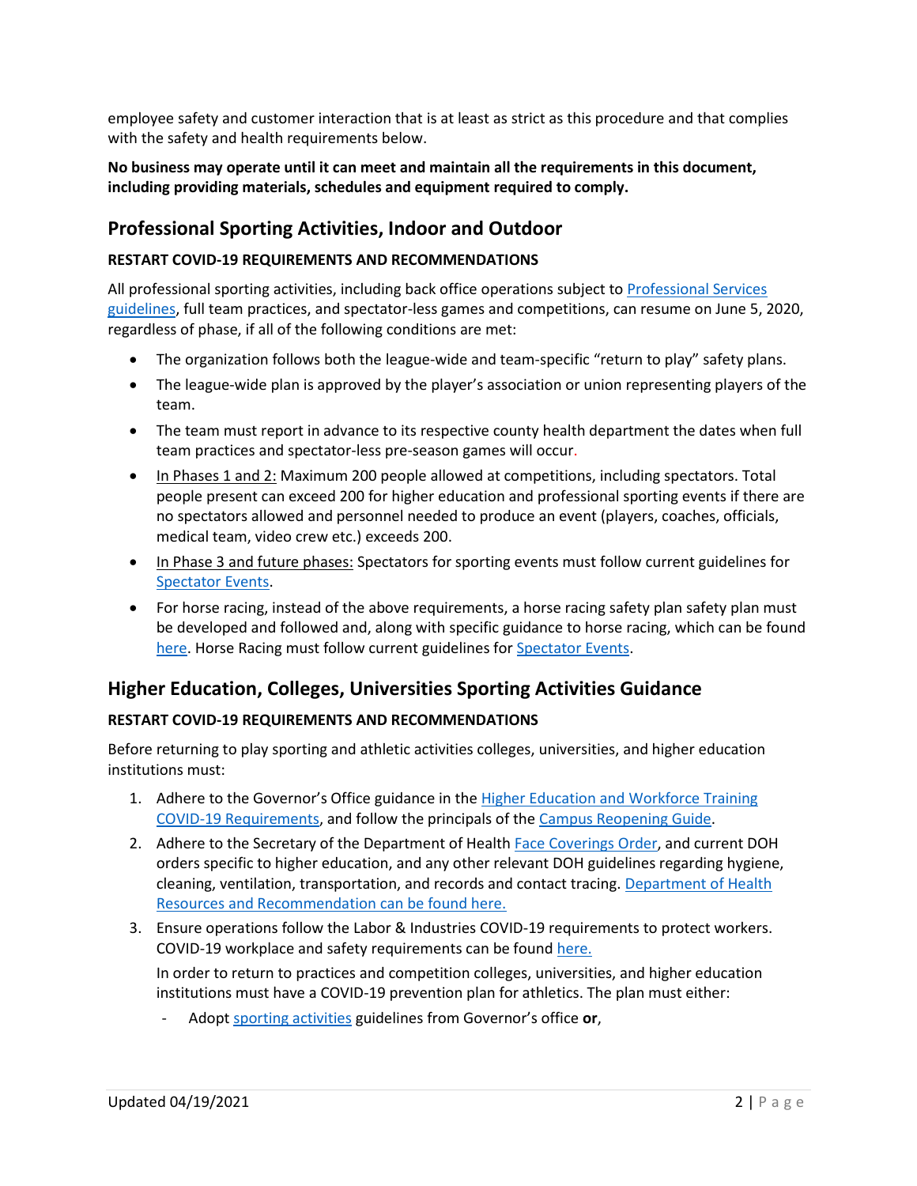employee safety and customer interaction that is at least as strict as this procedure and that complies with the safety and health requirements below.

**No business may operate until it can meet and maintain all the requirements in this document, including providing materials, schedules and equipment required to comply.**

## Professional Sporting Activities, Indoor and Outdoor

**RESTART COVID-19 REQUIREMENTS AND RECOMMENDATIONS**

All professional sporting activities, including back office operations subject to Professional Services guidelines, full team practices, and spectator-less games and competitions, can resume on June 5, 2020, regardless of phase, if all of the following conditions are met:

- The organization follows both the league-wide and team-specific "return to play" safety plans.
- The league-wide plan is approved by the player's association or union representing players of the team.
- The team must report in advance to its respective county health department the dates when full team practices and spectator-less pre-season games will occur.
- In Phases 1 and 2: Maximum 200 people allowed at competitions, including spectators. Total people present can exceed 200 for higher education and professional sporting events if there are no spectators allowed and personnel needed to produce an event (players, coaches, officials, medical team, video crew etc.) exceeds 200.
- In Phase 3 and future phases: Spectators for sporting events must follow current guidelines for Spectator Events.
- For horse racing, instead of the above requirements, a horse racing safety plan safety plan must be developed and followed and, along with specific guidance to horse racing, which can be found here. Horse Racing must follow current guidelines for Spectator Events.

## Higher Education, Colleges, Universities Sporting Activities Guidance

**RESTART COVID-19 REQUIREMENTS AND RECOMMENDATIONS**

Before returning to play sporting and athletic activities colleges, universities, and higher education institutions must:

1. Adhere to the Governor's Office guidance in the Higher Education and Workforce Training COVID-19 Requirements, and follow the principals of the Campus Reopening Guide.
2. Adhere to the Secretary of the Department of Health Face Coverings Order, and current DOH orders specific to higher education, and any other relevant DOH guidelines regarding hygiene, cleaning, ventilation, transportation, and records and contact tracing. Department of Health Resources and Recommendation can be found here.
3. Ensure operations follow the Labor & Industries COVID-19 requirements to protect workers. COVID-19 workplace and safety requirements can be found here.

   In order to return to practices and competition colleges, universities, and higher education institutions must have a COVID-19 prevention plan for athletics. The plan must either:

   - Adopt sporting activities guidelines from Governor's office **or**,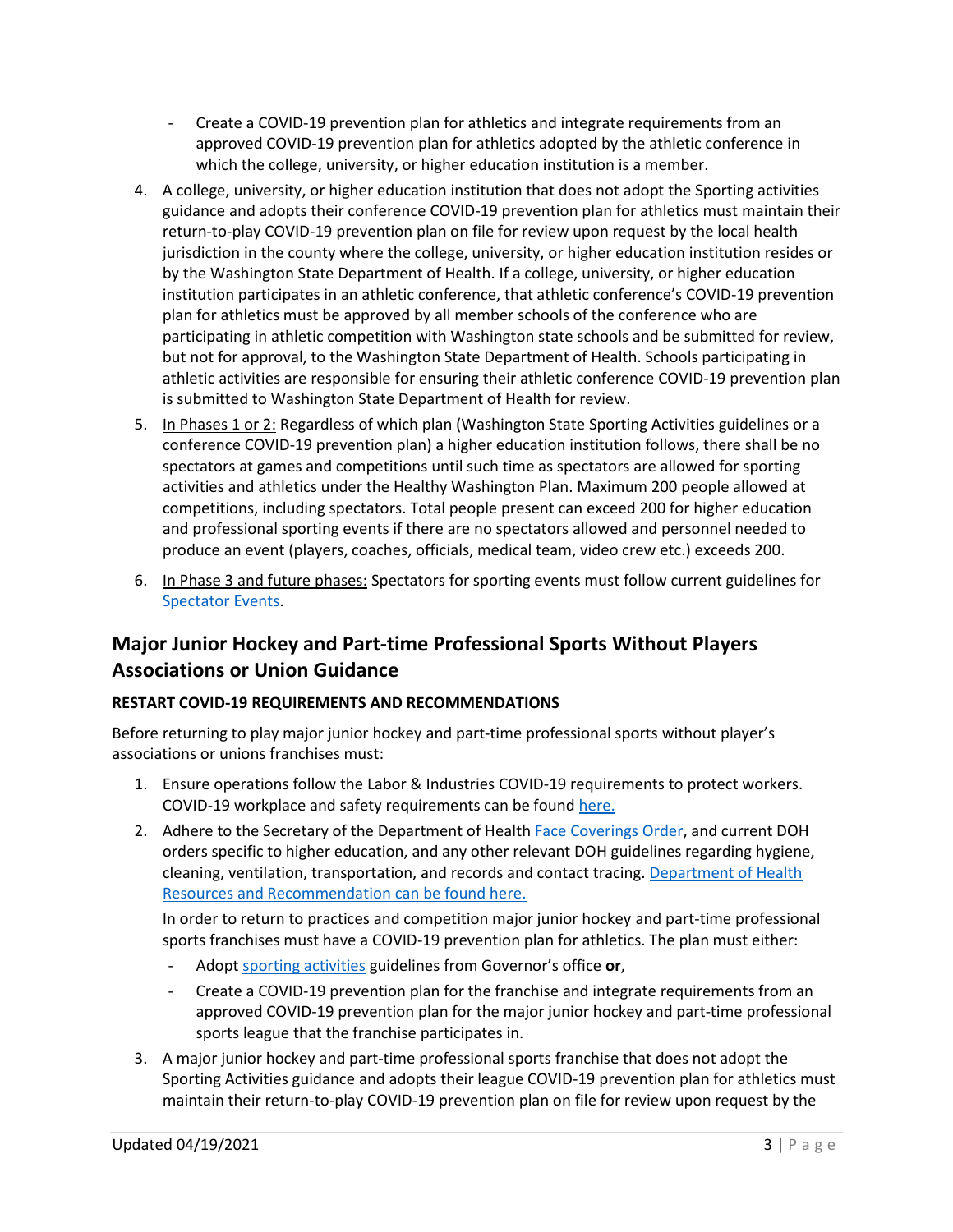- Create a COVID-19 prevention plan for athletics and integrate requirements from an approved COVID-19 prevention plan for athletics adopted by the athletic conference in which the college, university, or higher education institution is a member.

4. A college, university, or higher education institution that does not adopt the Sporting activities guidance and adopts their conference COVID-19 prevention plan for athletics must maintain their return-to-play COVID-19 prevention plan on file for review upon request by the local health jurisdiction in the county where the college, university, or higher education institution resides or by the Washington State Department of Health. If a college, university, or higher education institution participates in an athletic conference, that athletic conference's COVID-19 prevention plan for athletics must be approved by all member schools of the conference who are participating in athletic competition with Washington state schools and be submitted for review, but not for approval, to the Washington State Department of Health. Schools participating in athletic activities are responsible for ensuring their athletic conference COVID-19 prevention plan is submitted to Washington State Department of Health for review.
5. In Phases 1 or 2: Regardless of which plan (Washington State Sporting Activities guidelines or a conference COVID-19 prevention plan) a higher education institution follows, there shall be no spectators at games and competitions until such time as spectators are allowed for sporting activities and athletics under the Healthy Washington Plan. Maximum 200 people allowed at competitions, including spectators. Total people present can exceed 200 for higher education and professional sporting events if there are no spectators allowed and personnel needed to produce an event (players, coaches, officials, medical team, video crew etc.) exceeds 200.
6. In Phase 3 and future phases: Spectators for sporting events must follow current guidelines for Spectator Events.

## Major Junior Hockey and Part-time Professional Sports Without Players Associations or Union Guidance

**RESTART COVID-19 REQUIREMENTS AND RECOMMENDATIONS**

Before returning to play major junior hockey and part-time professional sports without player's associations or unions franchises must:

1. Ensure operations follow the Labor & Industries COVID-19 requirements to protect workers. COVID-19 workplace and safety requirements can be found here.
2. Adhere to the Secretary of the Department of Health Face Coverings Order, and current DOH orders specific to higher education, and any other relevant DOH guidelines regarding hygiene, cleaning, ventilation, transportation, and records and contact tracing. Department of Health Resources and Recommendation can be found here.

   In order to return to practices and competition major junior hockey and part-time professional sports franchises must have a COVID-19 prevention plan for athletics. The plan must either:

   - Adopt sporting activities guidelines from Governor's office **or**,
   - Create a COVID-19 prevention plan for the franchise and integrate requirements from an approved COVID-19 prevention plan for the major junior hockey and part-time professional sports league that the franchise participates in.

3. A major junior hockey and part-time professional sports franchise that does not adopt the Sporting Activities guidance and adopts their league COVID-19 prevention plan for athletics must maintain their return-to-play COVID-19 prevention plan on file for review upon request by the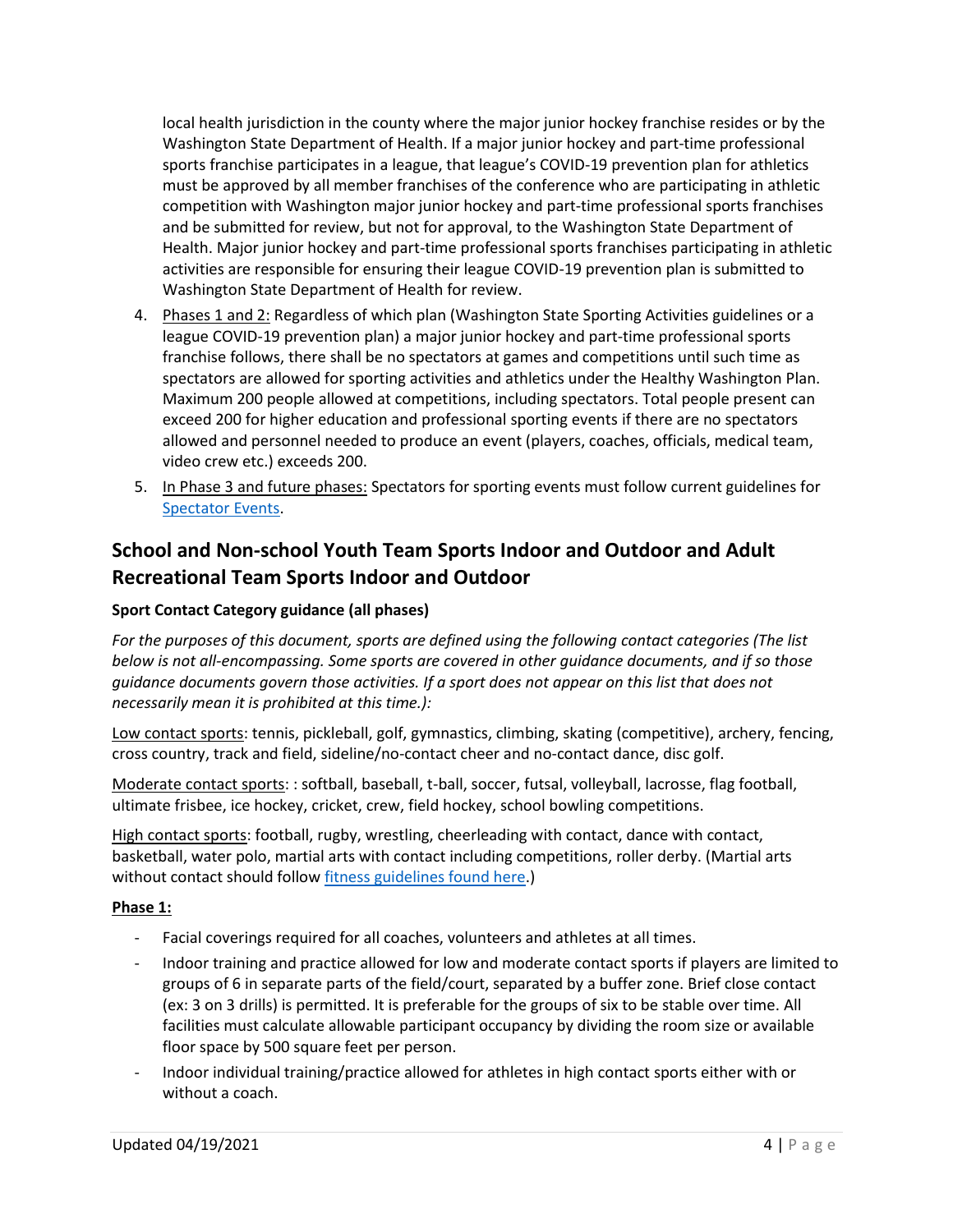local health jurisdiction in the county where the major junior hockey franchise resides or by the Washington State Department of Health. If a major junior hockey and part-time professional sports franchise participates in a league, that league's COVID-19 prevention plan for athletics must be approved by all member franchises of the conference who are participating in athletic competition with Washington major junior hockey and part-time professional sports franchises and be submitted for review, but not for approval, to the Washington State Department of Health. Major junior hockey and part-time professional sports franchises participating in athletic activities are responsible for ensuring their league COVID-19 prevention plan is submitted to Washington State Department of Health for review.

4. Phases 1 and 2: Regardless of which plan (Washington State Sporting Activities guidelines or a league COVID-19 prevention plan) a major junior hockey and part-time professional sports franchise follows, there shall be no spectators at games and competitions until such time as spectators are allowed for sporting activities and athletics under the Healthy Washington Plan. Maximum 200 people allowed at competitions, including spectators. Total people present can exceed 200 for higher education and professional sporting events if there are no spectators allowed and personnel needed to produce an event (players, coaches, officials, medical team, video crew etc.) exceeds 200.
5. In Phase 3 and future phases: Spectators for sporting events must follow current guidelines for Spectator Events.

## School and Non-school Youth Team Sports Indoor and Outdoor and Adult Recreational Team Sports Indoor and Outdoor

**Sport Contact Category guidance (all phases)**

*For the purposes of this document, sports are defined using the following contact categories (The list below is not all-encompassing. Some sports are covered in other guidance documents, and if so those guidance documents govern those activities. If a sport does not appear on this list that does not necessarily mean it is prohibited at this time.):*

Low contact sports: tennis, pickleball, golf, gymnastics, climbing, skating (competitive), archery, fencing, cross country, track and field, sideline/no-contact cheer and no-contact dance, disc golf.

Moderate contact sports: : softball, baseball, t-ball, soccer, futsal, volleyball, lacrosse, flag football, ultimate frisbee, ice hockey, cricket, crew, field hockey, school bowling competitions.

High contact sports: football, rugby, wrestling, cheerleading with contact, dance with contact, basketball, water polo, martial arts with contact including competitions, roller derby. (Martial arts without contact should follow fitness guidelines found here.)

**Phase 1:**

- Facial coverings required for all coaches, volunteers and athletes at all times.
- Indoor training and practice allowed for low and moderate contact sports if players are limited to groups of 6 in separate parts of the field/court, separated by a buffer zone. Brief close contact (ex: 3 on 3 drills) is permitted. It is preferable for the groups of six to be stable over time. All facilities must calculate allowable participant occupancy by dividing the room size or available floor space by 500 square feet per person.
- Indoor individual training/practice allowed for athletes in high contact sports either with or without a coach.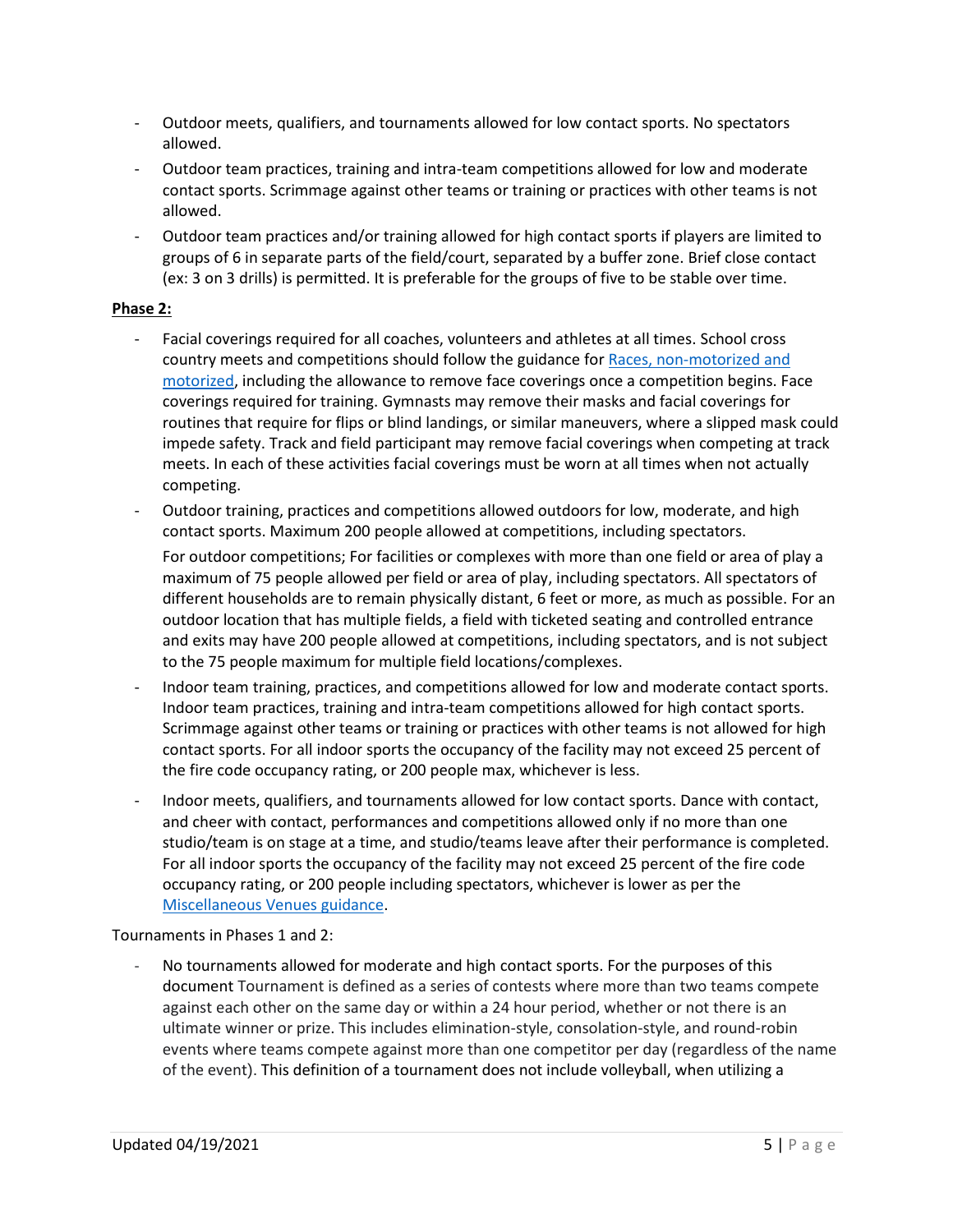- Outdoor meets, qualifiers, and tournaments allowed for low contact sports. No spectators allowed.
- Outdoor team practices, training and intra-team competitions allowed for low and moderate contact sports. Scrimmage against other teams or training or practices with other teams is not allowed.
- Outdoor team practices and/or training allowed for high contact sports if players are limited to groups of 6 in separate parts of the field/court, separated by a buffer zone. Brief close contact (ex: 3 on 3 drills) is permitted. It is preferable for the groups of five to be stable over time.

**Phase 2:**

- Facial coverings required for all coaches, volunteers and athletes at all times. School cross country meets and competitions should follow the guidance for [Races, non-motorized and motorized](), including the allowance to remove face coverings once a competition begins. Face coverings required for training. Gymnasts may remove their masks and facial coverings for routines that require for flips or blind landings, or similar maneuvers, where a slipped mask could impede safety. Track and field participant may remove facial coverings when competing at track meets. In each of these activities facial coverings must be worn at all times when not actually competing.
- Outdoor training, practices and competitions allowed outdoors for low, moderate, and high contact sports. Maximum 200 people allowed at competitions, including spectators.

  For outdoor competitions; For facilities or complexes with more than one field or area of play a maximum of 75 people allowed per field or area of play, including spectators. All spectators of different households are to remain physically distant, 6 feet or more, as much as possible. For an outdoor location that has multiple fields, a field with ticketed seating and controlled entrance and exits may have 200 people allowed at competitions, including spectators, and is not subject to the 75 people maximum for multiple field locations/complexes.
- Indoor team training, practices, and competitions allowed for low and moderate contact sports. Indoor team practices, training and intra-team competitions allowed for high contact sports. Scrimmage against other teams or training or practices with other teams is not allowed for high contact sports. For all indoor sports the occupancy of the facility may not exceed 25 percent of the fire code occupancy rating, or 200 people max, whichever is less.
- Indoor meets, qualifiers, and tournaments allowed for low contact sports. Dance with contact, and cheer with contact, performances and competitions allowed only if no more than one studio/team is on stage at a time, and studio/teams leave after their performance is completed. For all indoor sports the occupancy of the facility may not exceed 25 percent of the fire code occupancy rating, or 200 people including spectators, whichever is lower as per the [Miscellaneous Venues guidance]().

Tournaments in Phases 1 and 2:

- No tournaments allowed for moderate and high contact sports. For the purposes of this document Tournament is defined as a series of contests where more than two teams compete against each other on the same day or within a 24 hour period, whether or not there is an ultimate winner or prize. This includes elimination-style, consolation-style, and round-robin events where teams compete against more than one competitor per day (regardless of the name of the event). This definition of a tournament does not include volleyball, when utilizing a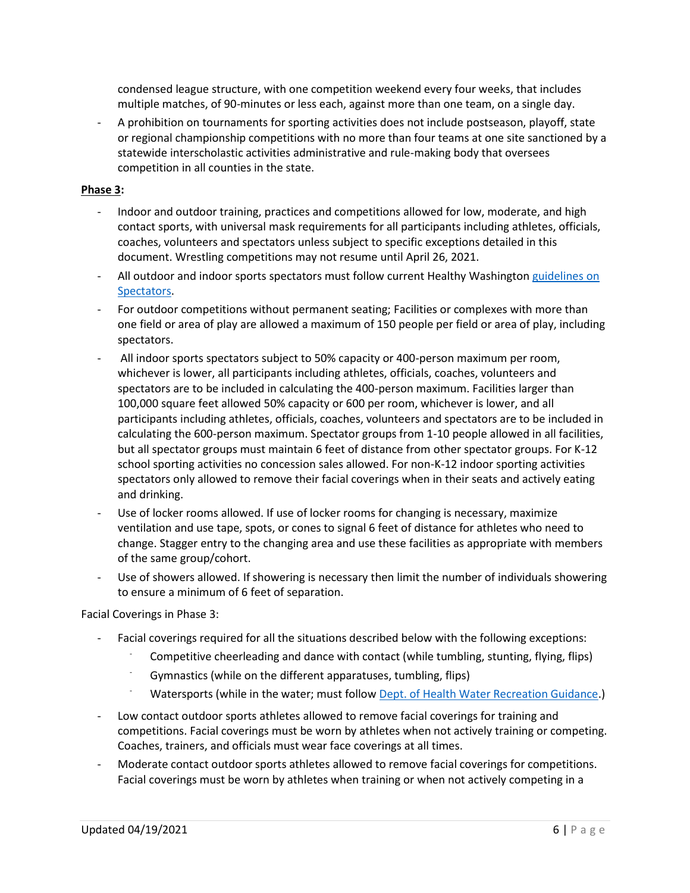condensed league structure, with one competition weekend every four weeks, that includes multiple matches, of 90-minutes or less each, against more than one team, on a single day.

- A prohibition on tournaments for sporting activities does not include postseason, playoff, state or regional championship competitions with no more than four teams at one site sanctioned by a statewide interscholastic activities administrative and rule-making body that oversees competition in all counties in the state.

**Phase 3:**

- Indoor and outdoor training, practices and competitions allowed for low, moderate, and high contact sports, with universal mask requirements for all participants including athletes, officials, coaches, volunteers and spectators unless subject to specific exceptions detailed in this document. Wrestling competitions may not resume until April 26, 2021.
- All outdoor and indoor sports spectators must follow current Healthy Washington [guidelines on Spectators](#).
- For outdoor competitions without permanent seating; Facilities or complexes with more than one field or area of play are allowed a maximum of 150 people per field or area of play, including spectators.
- All indoor sports spectators subject to 50% capacity or 400-person maximum per room, whichever is lower, all participants including athletes, officials, coaches, volunteers and spectators are to be included in calculating the 400-person maximum. Facilities larger than 100,000 square feet allowed 50% capacity or 600 per room, whichever is lower, and all participants including athletes, officials, coaches, volunteers and spectators are to be included in calculating the 600-person maximum. Spectator groups from 1-10 people allowed in all facilities, but all spectator groups must maintain 6 feet of distance from other spectator groups. For K-12 school sporting activities no concession sales allowed. For non-K-12 indoor sporting activities spectators only allowed to remove their facial coverings when in their seats and actively eating and drinking.
- Use of locker rooms allowed. If use of locker rooms for changing is necessary, maximize ventilation and use tape, spots, or cones to signal 6 feet of distance for athletes who need to change. Stagger entry to the changing area and use these facilities as appropriate with members of the same group/cohort.
- Use of showers allowed. If showering is necessary then limit the number of individuals showering to ensure a minimum of 6 feet of separation.

Facial Coverings in Phase 3:

- Facial coverings required for all the situations described below with the following exceptions:
  - Competitive cheerleading and dance with contact (while tumbling, stunting, flying, flips)
  - Gymnastics (while on the different apparatuses, tumbling, flips)
  - Watersports (while in the water; must follow [Dept. of Health Water Recreation Guidance](#).)
- Low contact outdoor sports athletes allowed to remove facial coverings for training and competitions. Facial coverings must be worn by athletes when not actively training or competing. Coaches, trainers, and officials must wear face coverings at all times.
- Moderate contact outdoor sports athletes allowed to remove facial coverings for competitions. Facial coverings must be worn by athletes when training or when not actively competing in a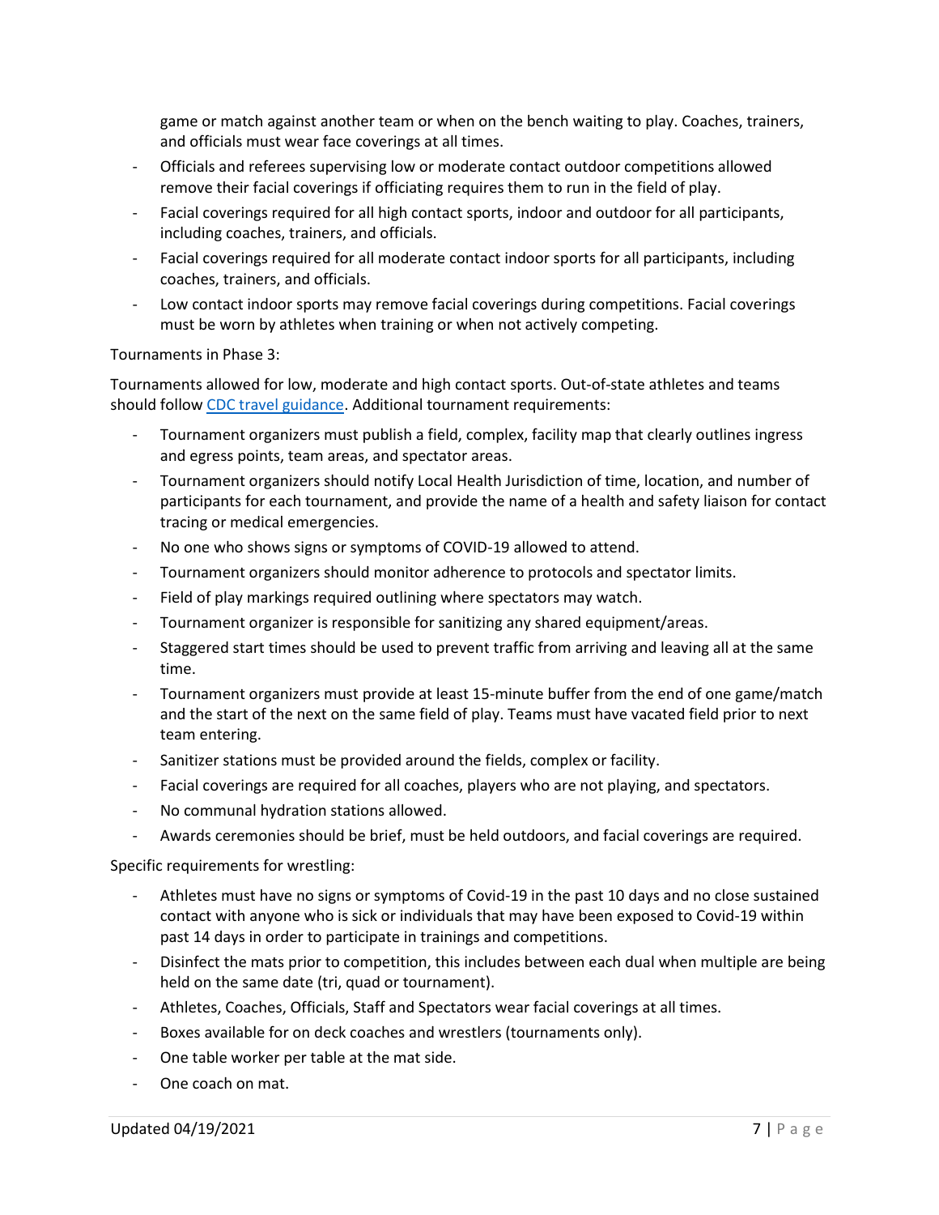game or match against another team or when on the bench waiting to play. Coaches, trainers, and officials must wear face coverings at all times.

- Officials and referees supervising low or moderate contact outdoor competitions allowed remove their facial coverings if officiating requires them to run in the field of play.
- Facial coverings required for all high contact sports, indoor and outdoor for all participants, including coaches, trainers, and officials.
- Facial coverings required for all moderate contact indoor sports for all participants, including coaches, trainers, and officials.
- Low contact indoor sports may remove facial coverings during competitions. Facial coverings must be worn by athletes when training or when not actively competing.

Tournaments in Phase 3:

Tournaments allowed for low, moderate and high contact sports. Out-of-state athletes and teams should follow [CDC travel guidance](). Additional tournament requirements:

- Tournament organizers must publish a field, complex, facility map that clearly outlines ingress and egress points, team areas, and spectator areas.
- Tournament organizers should notify Local Health Jurisdiction of time, location, and number of participants for each tournament, and provide the name of a health and safety liaison for contact tracing or medical emergencies.
- No one who shows signs or symptoms of COVID-19 allowed to attend.
- Tournament organizers should monitor adherence to protocols and spectator limits.
- Field of play markings required outlining where spectators may watch.
- Tournament organizer is responsible for sanitizing any shared equipment/areas.
- Staggered start times should be used to prevent traffic from arriving and leaving all at the same time.
- Tournament organizers must provide at least 15-minute buffer from the end of one game/match and the start of the next on the same field of play. Teams must have vacated field prior to next team entering.
- Sanitizer stations must be provided around the fields, complex or facility.
- Facial coverings are required for all coaches, players who are not playing, and spectators.
- No communal hydration stations allowed.
- Awards ceremonies should be brief, must be held outdoors, and facial coverings are required.

Specific requirements for wrestling:

- Athletes must have no signs or symptoms of Covid-19 in the past 10 days and no close sustained contact with anyone who is sick or individuals that may have been exposed to Covid-19 within past 14 days in order to participate in trainings and competitions.
- Disinfect the mats prior to competition, this includes between each dual when multiple are being held on the same date (tri, quad or tournament).
- Athletes, Coaches, Officials, Staff and Spectators wear facial coverings at all times.
- Boxes available for on deck coaches and wrestlers (tournaments only).
- One table worker per table at the mat side.
- One coach on mat.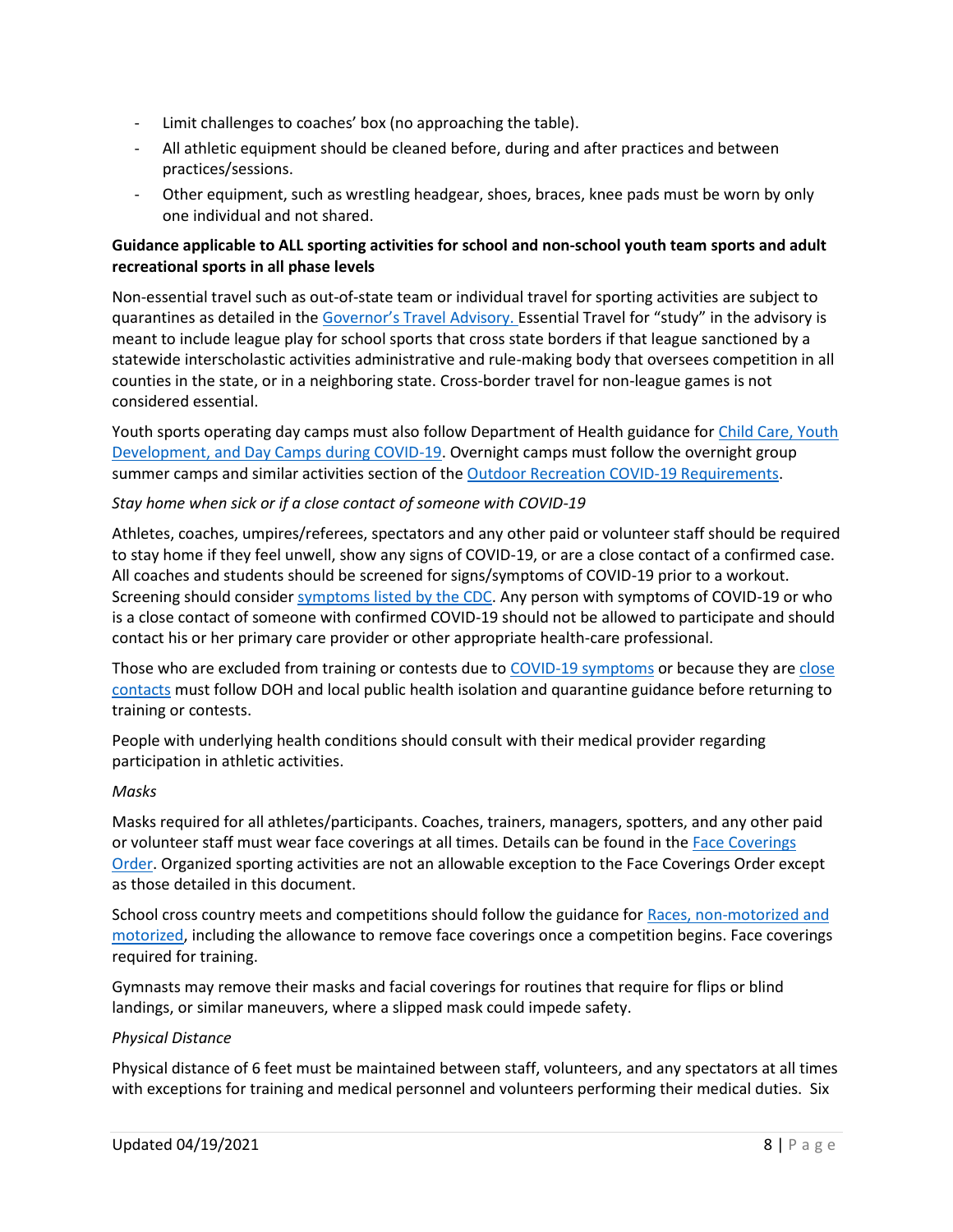- Limit challenges to coaches' box (no approaching the table).
- All athletic equipment should be cleaned before, during and after practices and between practices/sessions.
- Other equipment, such as wrestling headgear, shoes, braces, knee pads must be worn by only one individual and not shared.

**Guidance applicable to ALL sporting activities for school and non-school youth team sports and adult recreational sports in all phase levels**

Non-essential travel such as out-of-state team or individual travel for sporting activities are subject to quarantines as detailed in the Governor's Travel Advisory. Essential Travel for "study" in the advisory is meant to include league play for school sports that cross state borders if that league sanctioned by a statewide interscholastic activities administrative and rule-making body that oversees competition in all counties in the state, or in a neighboring state. Cross-border travel for non-league games is not considered essential.

Youth sports operating day camps must also follow Department of Health guidance for Child Care, Youth Development, and Day Camps during COVID-19. Overnight camps must follow the overnight group summer camps and similar activities section of the Outdoor Recreation COVID-19 Requirements.

*Stay home when sick or if a close contact of someone with COVID-19*

Athletes, coaches, umpires/referees, spectators and any other paid or volunteer staff should be required to stay home if they feel unwell, show any signs of COVID-19, or are a close contact of a confirmed case. All coaches and students should be screened for signs/symptoms of COVID-19 prior to a workout. Screening should consider symptoms listed by the CDC. Any person with symptoms of COVID-19 or who is a close contact of someone with confirmed COVID-19 should not be allowed to participate and should contact his or her primary care provider or other appropriate health-care professional.

Those who are excluded from training or contests due to COVID-19 symptoms or because they are close contacts must follow DOH and local public health isolation and quarantine guidance before returning to training or contests.

People with underlying health conditions should consult with their medical provider regarding participation in athletic activities.

*Masks*

Masks required for all athletes/participants. Coaches, trainers, managers, spotters, and any other paid or volunteer staff must wear face coverings at all times. Details can be found in the Face Coverings Order. Organized sporting activities are not an allowable exception to the Face Coverings Order except as those detailed in this document.

School cross country meets and competitions should follow the guidance for Races, non-motorized and motorized, including the allowance to remove face coverings once a competition begins. Face coverings required for training.

Gymnasts may remove their masks and facial coverings for routines that require for flips or blind landings, or similar maneuvers, where a slipped mask could impede safety.

*Physical Distance*

Physical distance of 6 feet must be maintained between staff, volunteers, and any spectators at all times with exceptions for training and medical personnel and volunteers performing their medical duties. Six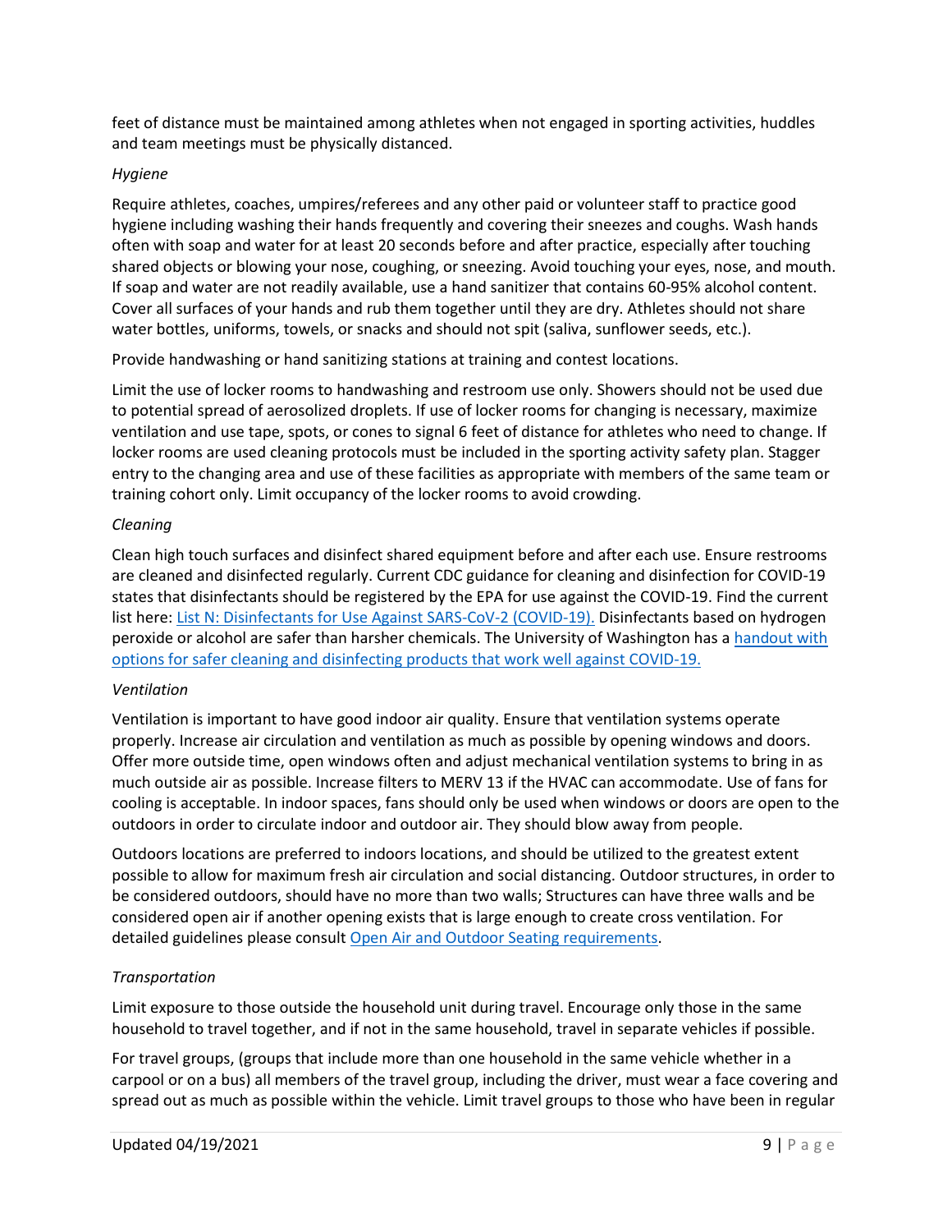feet of distance must be maintained among athletes when not engaged in sporting activities, huddles and team meetings must be physically distanced.

*Hygiene*

Require athletes, coaches, umpires/referees and any other paid or volunteer staff to practice good hygiene including washing their hands frequently and covering their sneezes and coughs. Wash hands often with soap and water for at least 20 seconds before and after practice, especially after touching shared objects or blowing your nose, coughing, or sneezing. Avoid touching your eyes, nose, and mouth. If soap and water are not readily available, use a hand sanitizer that contains 60-95% alcohol content. Cover all surfaces of your hands and rub them together until they are dry. Athletes should not share water bottles, uniforms, towels, or snacks and should not spit (saliva, sunflower seeds, etc.).

Provide handwashing or hand sanitizing stations at training and contest locations.

Limit the use of locker rooms to handwashing and restroom use only. Showers should not be used due to potential spread of aerosolized droplets. If use of locker rooms for changing is necessary, maximize ventilation and use tape, spots, or cones to signal 6 feet of distance for athletes who need to change. If locker rooms are used cleaning protocols must be included in the sporting activity safety plan. Stagger entry to the changing area and use of these facilities as appropriate with members of the same team or training cohort only. Limit occupancy of the locker rooms to avoid crowding.

*Cleaning*

Clean high touch surfaces and disinfect shared equipment before and after each use. Ensure restrooms are cleaned and disinfected regularly. Current CDC guidance for cleaning and disinfection for COVID-19 states that disinfectants should be registered by the EPA for use against the COVID-19. Find the current list here: [List N: Disinfectants for Use Against SARS-CoV-2 (COVID-19).]() Disinfectants based on hydrogen peroxide or alcohol are safer than harsher chemicals. The University of Washington has a [handout with options for safer cleaning and disinfecting products that work well against COVID-19.]()

*Ventilation*

Ventilation is important to have good indoor air quality. Ensure that ventilation systems operate properly. Increase air circulation and ventilation as much as possible by opening windows and doors. Offer more outside time, open windows often and adjust mechanical ventilation systems to bring in as much outside air as possible. Increase filters to MERV 13 if the HVAC can accommodate. Use of fans for cooling is acceptable. In indoor spaces, fans should only be used when windows or doors are open to the outdoors in order to circulate indoor and outdoor air. They should blow away from people.

Outdoors locations are preferred to indoors locations, and should be utilized to the greatest extent possible to allow for maximum fresh air circulation and social distancing. Outdoor structures, in order to be considered outdoors, should have no more than two walls; Structures can have three walls and be considered open air if another opening exists that is large enough to create cross ventilation. For detailed guidelines please consult [Open Air and Outdoor Seating requirements]().

*Transportation*

Limit exposure to those outside the household unit during travel. Encourage only those in the same household to travel together, and if not in the same household, travel in separate vehicles if possible.

For travel groups, (groups that include more than one household in the same vehicle whether in a carpool or on a bus) all members of the travel group, including the driver, must wear a face covering and spread out as much as possible within the vehicle. Limit travel groups to those who have been in regular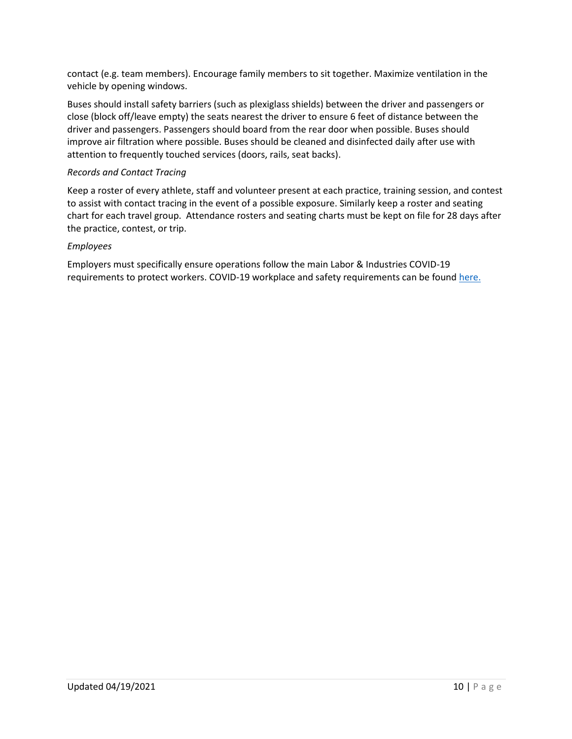contact (e.g. team members). Encourage family members to sit together. Maximize ventilation in the vehicle by opening windows.

Buses should install safety barriers (such as plexiglass shields) between the driver and passengers or close (block off/leave empty) the seats nearest the driver to ensure 6 feet of distance between the driver and passengers. Passengers should board from the rear door when possible. Buses should improve air filtration where possible. Buses should be cleaned and disinfected daily after use with attention to frequently touched services (doors, rails, seat backs).

*Records and Contact Tracing*

Keep a roster of every athlete, staff and volunteer present at each practice, training session, and contest to assist with contact tracing in the event of a possible exposure. Similarly keep a roster and seating chart for each travel group. Attendance rosters and seating charts must be kept on file for 28 days after the practice, contest, or trip.

*Employees*

Employers must specifically ensure operations follow the main Labor & Industries COVID-19 requirements to protect workers. COVID-19 workplace and safety requirements can be found here.